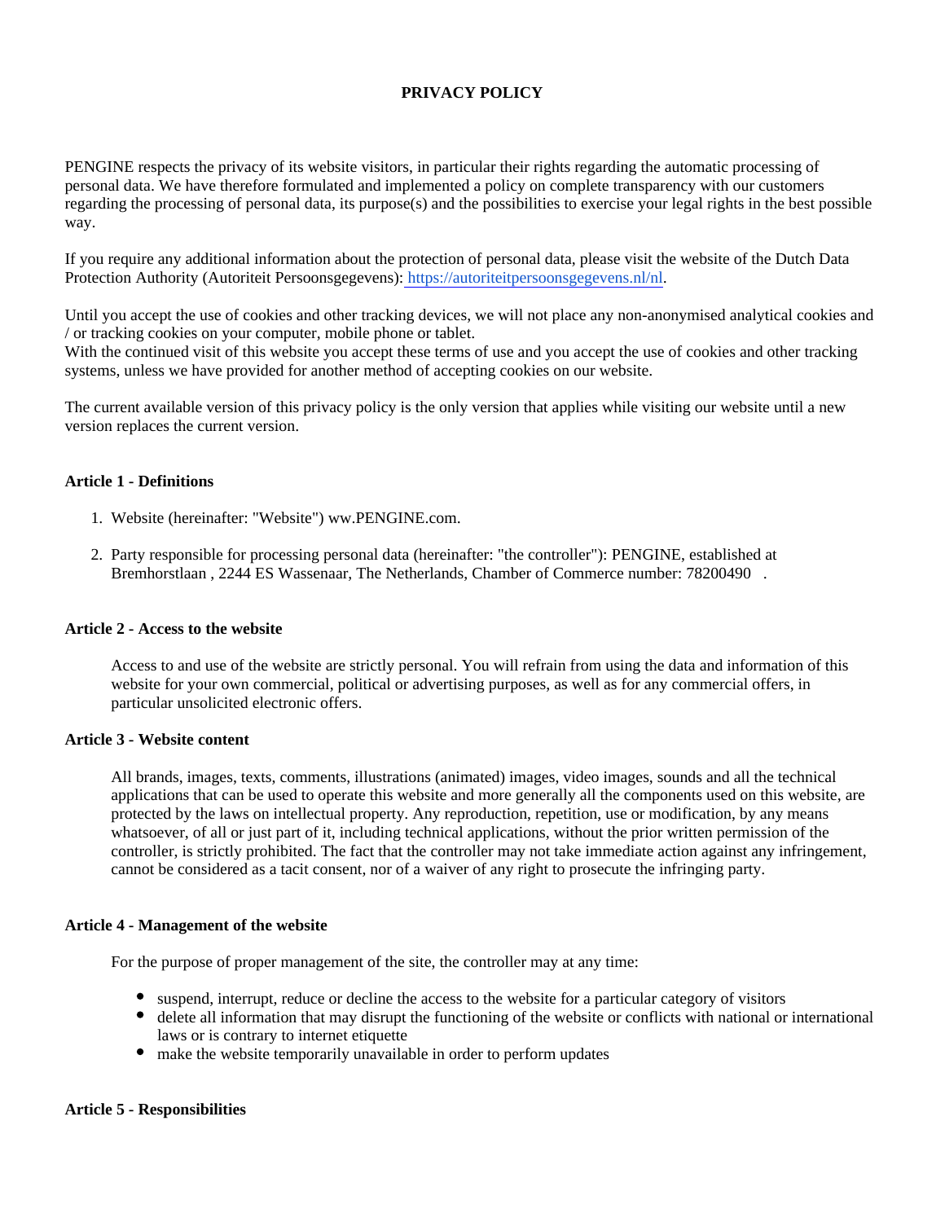# PRIVACY POLICY

PENGINE respects the privacy of its website visitors, in particular their rights regarding the automatic processing of personal data. We have therefore formulated and implemented a policy on complete transparency with our customers regarding the processing of personal data, its purpose(s) and the possibilities to exercise your legal rights in the best possible way.

If you require any additional information about the protection of personal data, please visit the website of the Dutch Data Protection Authority (Autoriteit Persoonsgegevens): https://autoriteitpersoonsgegevens.nl/nl.

Until you accept the use of cookies and other tracking devices, we will not place any non-anonymised analytical cookies and / or tracking cookies on your computer, mobile phone or tablet.
With the continued visit of this website you accept these terms of use and you accept the use of cookies and other tracking systems, unless we have provided for another method of accepting cookies on our website.

The current available version of this privacy policy is the only version that applies while visiting our website until a new version replaces the current version.

### Article 1 - Definitions

1. Website (hereinafter: "Website") ww.PENGINE.com.
2. Party responsible for processing personal data (hereinafter: "the controller"): PENGINE, established at Bremhorstlaan , 2244 ES Wassenaar, The Netherlands, Chamber of Commerce number: 78200490 .

### Article 2 - Access to the website

Access to and use of the website are strictly personal. You will refrain from using the data and information of this website for your own commercial, political or advertising purposes, as well as for any commercial offers, in particular unsolicited electronic offers.

### Article 3 - Website content

All brands, images, texts, comments, illustrations (animated) images, video images, sounds and all the technical applications that can be used to operate this website and more generally all the components used on this website, are protected by the laws on intellectual property. Any reproduction, repetition, use or modification, by any means whatsoever, of all or just part of it, including technical applications, without the prior written permission of the controller, is strictly prohibited. The fact that the controller may not take immediate action against any infringement, cannot be considered as a tacit consent, nor of a waiver of any right to prosecute the infringing party.

### Article 4 - Management of the website

For the purpose of proper management of the site, the controller may at any time:

- suspend, interrupt, reduce or decline the access to the website for a particular category of visitors
- delete all information that may disrupt the functioning of the website or conflicts with national or international laws or is contrary to internet etiquette
- make the website temporarily unavailable in order to perform updates

### Article 5 - Responsibilities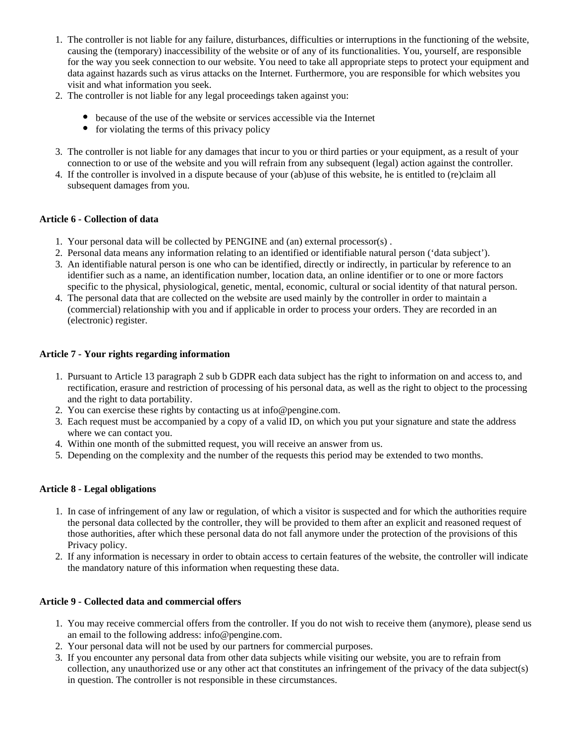1. The controller is not liable for any failure, disturbances, difficulties or interruptions in the functioning of the website, causing the (temporary) inaccessibility of the website or of any of its functionalities. You, yourself, are responsible for the way you seek connection to our website. You need to take all appropriate steps to protect your equipment and data against hazards such as virus attacks on the Internet. Furthermore, you are responsible for which websites you visit and what information you seek.
2. The controller is not liable for any legal proceedings taken against you:
   - because of the use of the website or services accessible via the Internet
   - for violating the terms of this privacy policy
3. The controller is not liable for any damages that incur to you or third parties or your equipment, as a result of your connection to or use of the website and you will refrain from any subsequent (legal) action against the controller.
4. If the controller is involved in a dispute because of your (ab)use of this website, he is entitled to (re)claim all subsequent damages from you.

**Article 6 - Collection of data**

1. Your personal data will be collected by PENGINE and (an) external processor(s) .
2. Personal data means any information relating to an identified or identifiable natural person ('data subject').
3. An identifiable natural person is one who can be identified, directly or indirectly, in particular by reference to an identifier such as a name, an identification number, location data, an online identifier or to one or more factors specific to the physical, physiological, genetic, mental, economic, cultural or social identity of that natural person.
4. The personal data that are collected on the website are used mainly by the controller in order to maintain a (commercial) relationship with you and if applicable in order to process your orders. They are recorded in an (electronic) register.

**Article 7 - Your rights regarding information**

1. Pursuant to Article 13 paragraph 2 sub b GDPR each data subject has the right to information on and access to, and rectification, erasure and restriction of processing of his personal data, as well as the right to object to the processing and the right to data portability.
2. You can exercise these rights by contacting us at info@pengine.com.
3. Each request must be accompanied by a copy of a valid ID, on which you put your signature and state the address where we can contact you.
4. Within one month of the submitted request, you will receive an answer from us.
5. Depending on the complexity and the number of the requests this period may be extended to two months.

**Article 8 - Legal obligations**

1. In case of infringement of any law or regulation, of which a visitor is suspected and for which the authorities require the personal data collected by the controller, they will be provided to them after an explicit and reasoned request of those authorities, after which these personal data do not fall anymore under the protection of the provisions of this Privacy policy.
2. If any information is necessary in order to obtain access to certain features of the website, the controller will indicate the mandatory nature of this information when requesting these data.

**Article 9 - Collected data and commercial offers**

1. You may receive commercial offers from the controller. If you do not wish to receive them (anymore), please send us an email to the following address: info@pengine.com.
2. Your personal data will not be used by our partners for commercial purposes.
3. If you encounter any personal data from other data subjects while visiting our website, you are to refrain from collection, any unauthorized use or any other act that constitutes an infringement of the privacy of the data subject(s) in question. The controller is not responsible in these circumstances.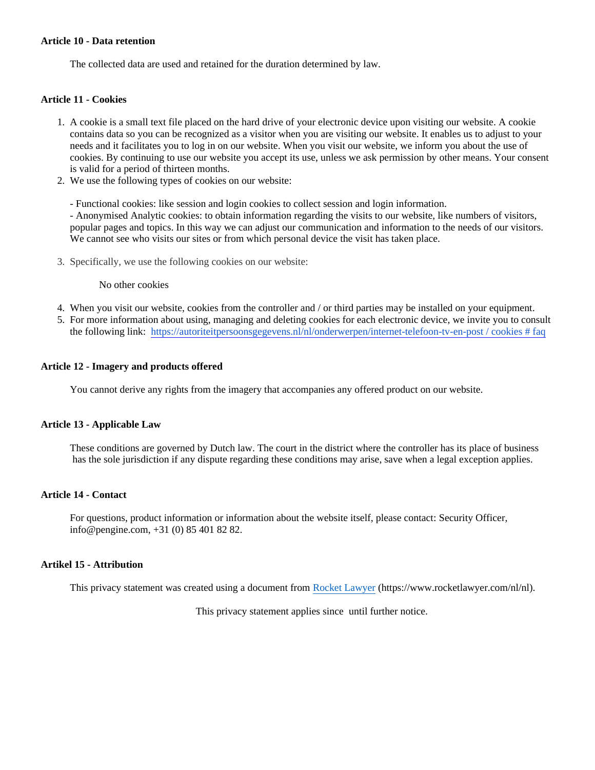**Article 10 - Data retention**

The collected data are used and retained for the duration determined by law.

**Article 11 - Cookies**

1. A cookie is a small text file placed on the hard drive of your electronic device upon visiting our website. A cookie contains data so you can be recognized as a visitor when you are visiting our website. It enables us to adjust to your needs and it facilitates you to log in on our website. When you visit our website, we inform you about the use of cookies. By continuing to use our website you accept its use, unless we ask permission by other means. Your consent is valid for a period of thirteen months.
2. We use the following types of cookies on our website:

   - Functional cookies: like session and login cookies to collect session and login information.
   - Anonymised Analytic cookies: to obtain information regarding the visits to our website, like numbers of visitors, popular pages and topics. In this way we can adjust our communication and information to the needs of our visitors. We cannot see who visits our sites or from which personal device the visit has taken place.

3. Specifically, we use the following cookies on our website:

   No other cookies

4. When you visit our website, cookies from the controller and / or third parties may be installed on your equipment.
5. For more information about using, managing and deleting cookies for each electronic device, we invite you to consult the following link: https://autoriteitpersoonsgegevens.nl/nl/onderwerpen/internet-telefoon-tv-en-post / cookies # faq

**Article 12 - Imagery and products offered**

You cannot derive any rights from the imagery that accompanies any offered product on our website.

**Article 13 - Applicable Law**

These conditions are governed by Dutch law. The court in the district where the controller has its place of business has the sole jurisdiction if any dispute regarding these conditions may arise, save when a legal exception applies.

**Article 14 - Contact**

For questions, product information or information about the website itself, please contact: Security Officer, info@pengine.com, +31 (0) 85 401 82 82.

**Artikel 15 - Attribution**

This privacy statement was created using a document from Rocket Lawyer (https://www.rocketlawyer.com/nl/nl).

This privacy statement applies since until further notice.